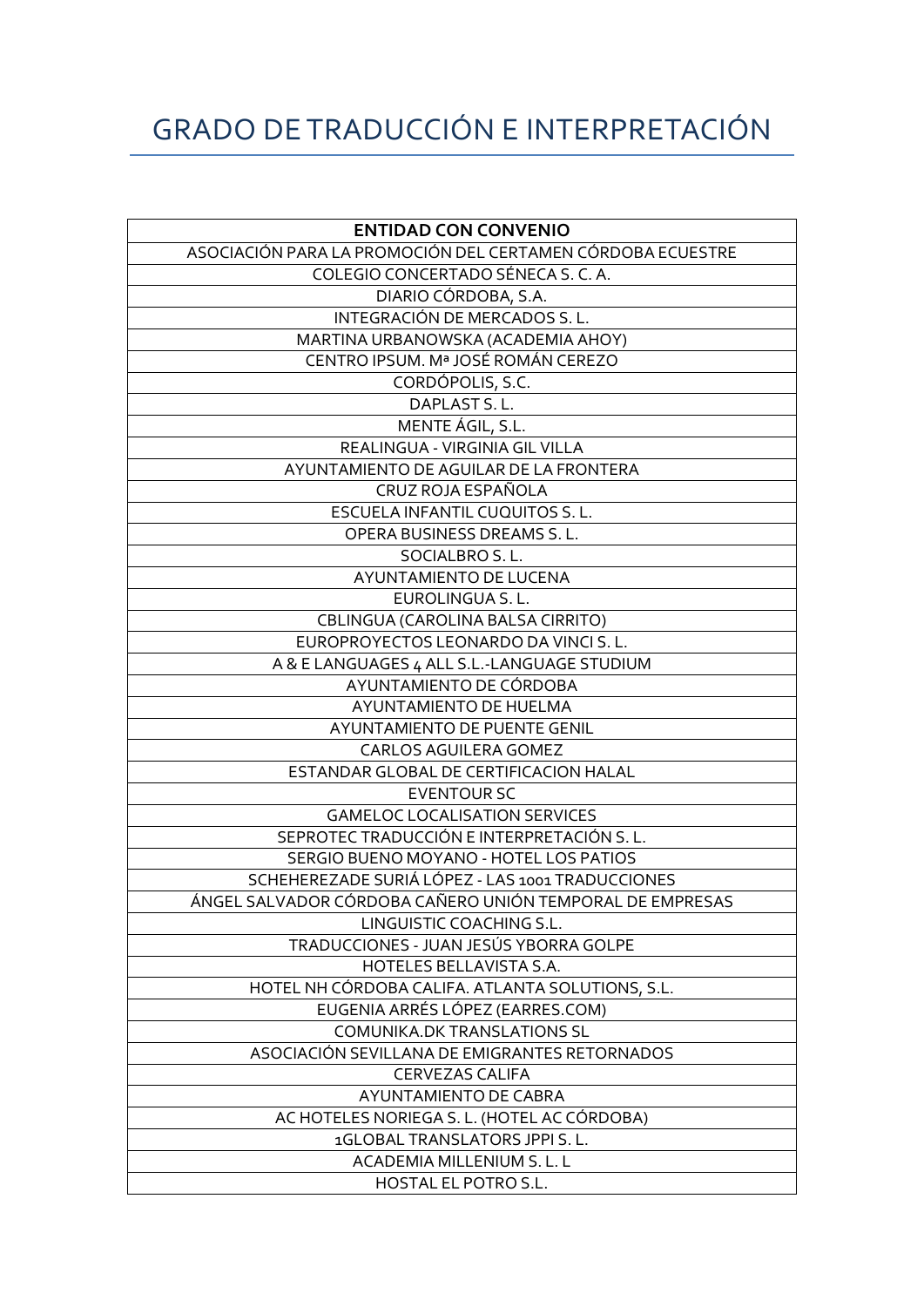# GRADO DE TRADUCCIÓN E INTERPRETACIÓN

| ENTIDAD CON CONVENIO |
| --- |
| ASOCIACIÓN PARA LA PROMOCIÓN DEL CERTAMEN CÓRDOBA ECUESTRE |
| COLEGIO CONCERTADO SÉNECA S. C. A. |
| DIARIO CÓRDOBA, S.A. |
| INTEGRACIÓN DE MERCADOS S. L. |
| MARTINA URBANOWSKA (ACADEMIA AHOY) |
| CENTRO IPSUM. Mª JOSÉ ROMÁN CEREZO |
| CORDÓPOLIS, S.C. |
| DAPLAST S. L. |
| MENTE ÁGIL, S.L. |
| REALINGUA - VIRGINIA GIL VILLA |
| AYUNTAMIENTO DE AGUILAR DE LA FRONTERA |
| CRUZ ROJA ESPAÑOLA |
| ESCUELA INFANTIL CUQUITOS S. L. |
| OPERA BUSINESS DREAMS S. L. |
| SOCIALBRO S. L. |
| AYUNTAMIENTO DE LUCENA |
| EUROLINGUA S. L. |
| CBLINGUA (CAROLINA BALSA CIRRITO) |
| EUROPROYECTOS LEONARDO DA VINCI S. L. |
| A & E LANGUAGES 4 ALL S.L.-LANGUAGE STUDIUM |
| AYUNTAMIENTO DE CÓRDOBA |
| AYUNTAMIENTO DE HUELMA |
| AYUNTAMIENTO DE PUENTE GENIL |
| CARLOS AGUILERA GOMEZ |
| ESTANDAR GLOBAL DE CERTIFICACION HALAL |
| EVENTOUR SC |
| GAMELOC LOCALISATION SERVICES |
| SEPROTEC TRADUCCIÓN E INTERPRETACIÓN S. L. |
| SERGIO BUENO MOYANO - HOTEL LOS PATIOS |
| SCHEHEREZADE SURIÁ LÓPEZ - LAS 1001 TRADUCCIONES |
| ÁNGEL SALVADOR CÓRDOBA CAÑERO UNIÓN TEMPORAL DE EMPRESAS |
| LINGUISTIC COACHING S.L. |
| TRADUCCIONES - JUAN JESÚS YBORRA GOLPE |
| HOTELES BELLAVISTA S.A. |
| HOTEL NH CÓRDOBA CALIFA. ATLANTA SOLUTIONS, S.L. |
| EUGENIA ARRÉS LÓPEZ (EARRES.COM) |
| COMUNIKA.DK TRANSLATIONS SL |
| ASOCIACIÓN SEVILLANA DE EMIGRANTES RETORNADOS |
| CERVEZAS CALIFA |
| AYUNTAMIENTO DE CABRA |
| AC HOTELES NORIEGA S. L. (HOTEL AC CÓRDOBA) |
| 1GLOBAL TRANSLATORS JPPI S. L. |
| ACADEMIA MILLENIUM S. L. L |
| HOSTAL EL POTRO S.L. |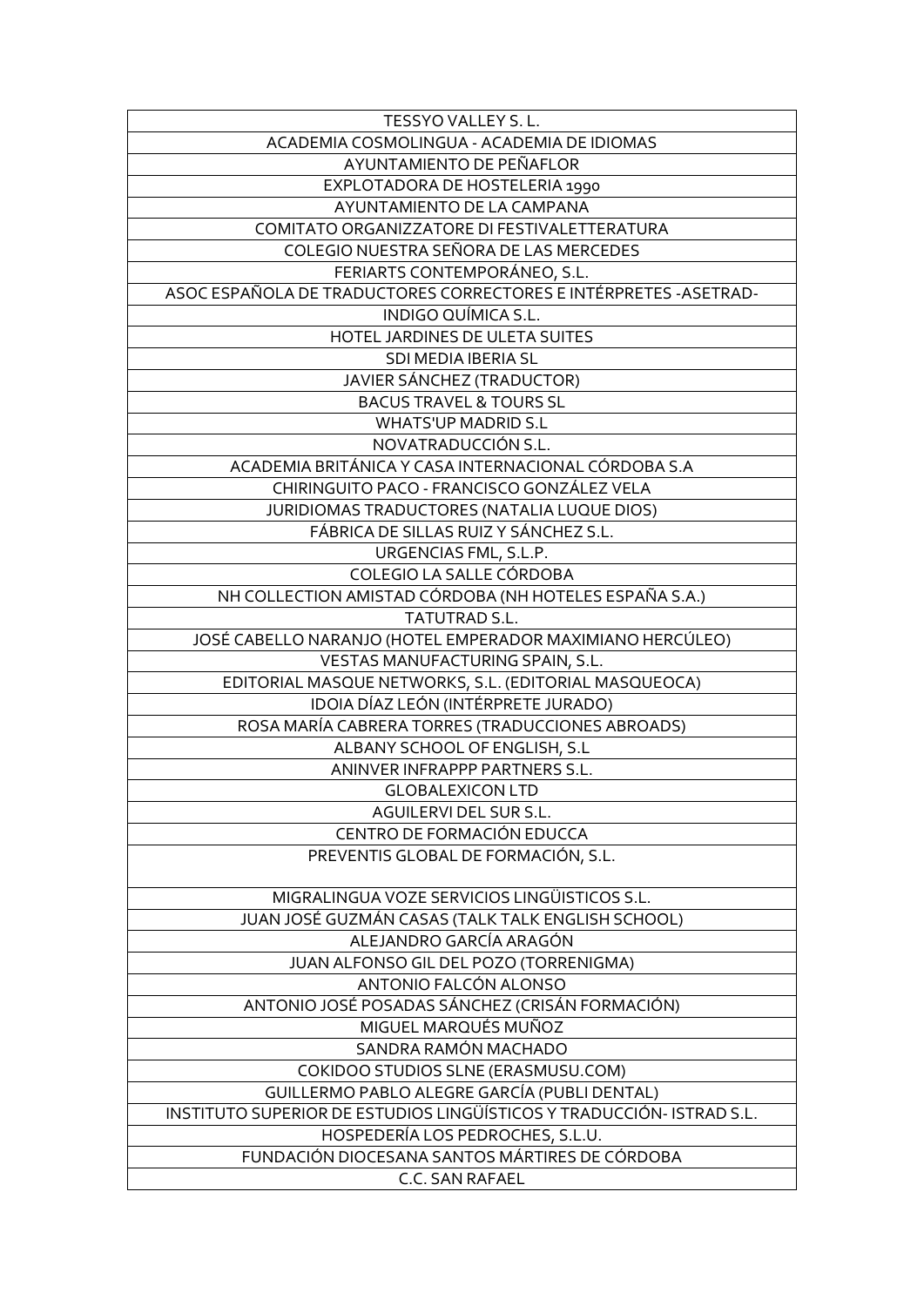| TESSYO VALLEY S. L. |
|---|
| ACADEMIA COSMOLINGUA - ACADEMIA DE IDIOMAS |
| AYUNTAMIENTO DE PEÑAFLOR |
| EXPLOTADORA DE HOSTELERIA 1990 |
| AYUNTAMIENTO DE LA CAMPANA |
| COMITATO ORGANIZZATORE DI FESTIVALETTERATURA |
| COLEGIO NUESTRA SEÑORA DE LAS MERCEDES |
| FERIARTS CONTEMPORÁNEO, S.L. |
| ASOC ESPAÑOLA DE TRADUCTORES CORRECTORES E INTÉRPRETES -ASETRAD- |
| INDIGO QUÍMICA S.L. |
| HOTEL JARDINES DE ULETA SUITES |
| SDI MEDIA IBERIA SL |
| JAVIER SÁNCHEZ (TRADUCTOR) |
| BACUS TRAVEL & TOURS SL |
| WHATS'UP MADRID S.L |
| NOVATRADUCCIÓN S.L. |
| ACADEMIA BRITÁNICA Y CASA INTERNACIONAL CÓRDOBA S.A |
| CHIRINGUITO PACO - FRANCISCO GONZÁLEZ VELA |
| JURIDIOMAS TRADUCTORES (NATALIA LUQUE DIOS) |
| FÁBRICA DE SILLAS RUIZ Y SÁNCHEZ S.L. |
| URGENCIAS FML, S.L.P. |
| COLEGIO LA SALLE CÓRDOBA |
| NH COLLECTION AMISTAD CÓRDOBA (NH HOTELES ESPAÑA S.A.) |
| TATUTRAD S.L. |
| JOSÉ CABELLO NARANJO (HOTEL EMPERADOR MAXIMIANO HERCÚLEO) |
| VESTAS MANUFACTURING SPAIN, S.L. |
| EDITORIAL MASQUE NETWORKS, S.L. (EDITORIAL MASQUEOCA) |
| IDOIA DÍAZ LEÓN (INTÉRPRETE JURADO) |
| ROSA MARÍA CABRERA TORRES (TRADUCCIONES ABROADS) |
| ALBANY SCHOOL OF ENGLISH, S.L |
| ANINVER INFRAPPP PARTNERS S.L. |
| GLOBALEXICON LTD |
| AGUILERVI DEL SUR S.L. |
| CENTRO DE FORMACIÓN EDUCCA |
| PREVENTIS GLOBAL DE FORMACIÓN, S.L. |
| MIGRALINGUA VOZE SERVICIOS LINGÜISTICOS S.L. |
| JUAN JOSÉ GUZMÁN CASAS (TALK TALK ENGLISH SCHOOL) |
| ALEJANDRO GARCÍA ARAGÓN |
| JUAN ALFONSO GIL DEL POZO (TORRENIGMA) |
| ANTONIO FALCÓN ALONSO |
| ANTONIO JOSÉ POSADAS SÁNCHEZ (CRISÁN FORMACIÓN) |
| MIGUEL MARQUÉS MUÑOZ |
| SANDRA RAMÓN MACHADO |
| COKIDOO STUDIOS SLNE (ERASMUSU.COM) |
| GUILLERMO PABLO ALEGRE GARCÍA (PUBLI DENTAL) |
| INSTITUTO SUPERIOR DE ESTUDIOS LINGÜÍSTICOS Y TRADUCCIÓN- ISTRAD S.L. |
| HOSPEDERÍA LOS PEDROCHES, S.L.U. |
| FUNDACIÓN DIOCESANA SANTOS MÁRTIRES DE CÓRDOBA |
| C.C. SAN RAFAEL |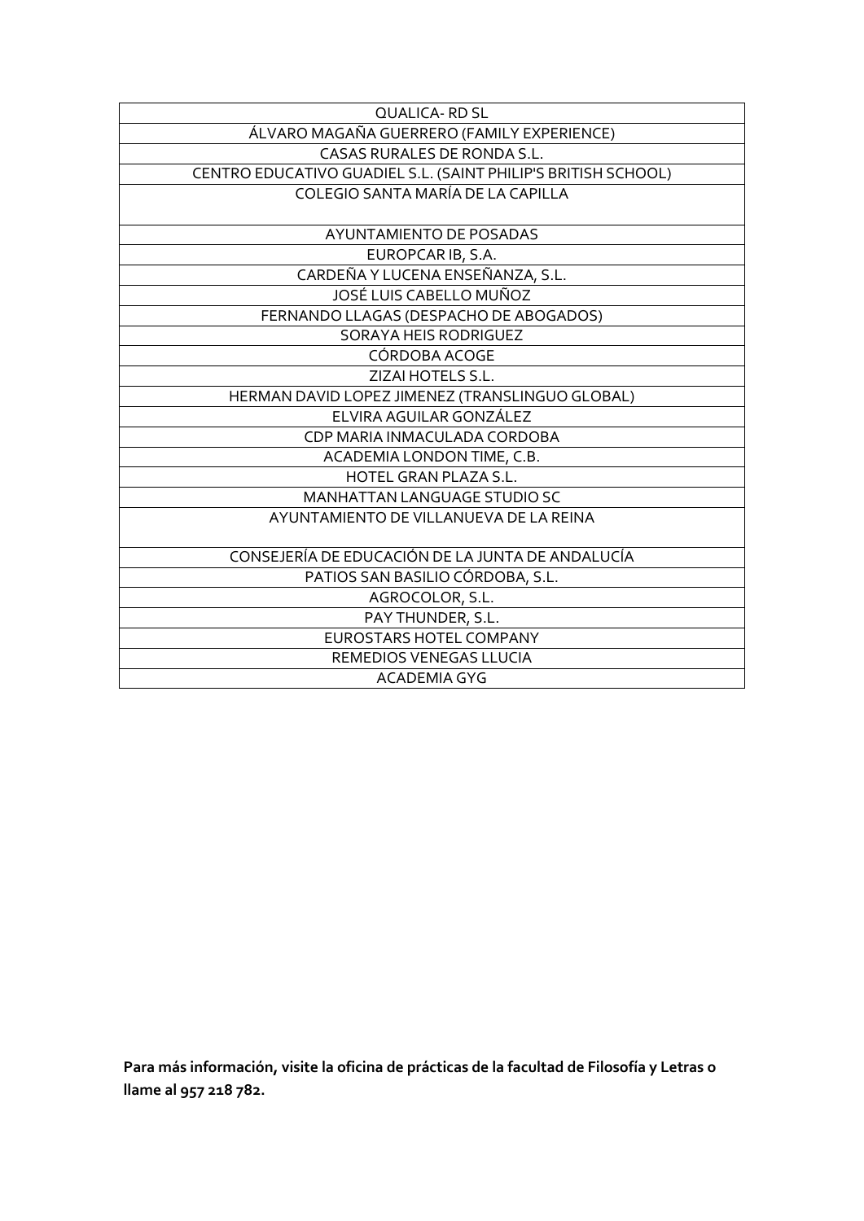| |
|---|
| QUALICA- RD SL |
| ÁLVARO MAGAÑA GUERRERO (FAMILY EXPERIENCE) |
| CASAS RURALES DE RONDA S.L. |
| CENTRO EDUCATIVO GUADIEL S.L. (SAINT PHILIP'S BRITISH SCHOOL) |
| COLEGIO SANTA MARÍA DE LA CAPILLA |
| AYUNTAMIENTO DE POSADAS |
| EUROPCAR IB, S.A. |
| CARDEÑA Y LUCENA ENSEÑANZA, S.L. |
| JOSÉ LUIS CABELLO MUÑOZ |
| FERNANDO LLAGAS (DESPACHO DE ABOGADOS) |
| SORAYA HEIS RODRIGUEZ |
| CÓRDOBA ACOGE |
| ZIZAI HOTELS S.L. |
| HERMAN DAVID LOPEZ JIMENEZ (TRANSLINGUO GLOBAL) |
| ELVIRA AGUILAR GONZÁLEZ |
| CDP MARIA INMACULADA CORDOBA |
| ACADEMIA LONDON TIME, C.B. |
| HOTEL GRAN PLAZA S.L. |
| MANHATTAN LANGUAGE STUDIO SC |
| AYUNTAMIENTO DE VILLANUEVA DE LA REINA |
| CONSEJERÍA DE EDUCACIÓN DE LA JUNTA DE ANDALUCÍA |
| PATIOS SAN BASILIO CÓRDOBA, S.L. |
| AGROCOLOR, S.L. |
| PAY THUNDER, S.L. |
| EUROSTARS HOTEL COMPANY |
| REMEDIOS VENEGAS LLUCIA |
| ACADEMIA GYG |

**Para más información, visite la oficina de prácticas de la facultad de Filosofía y Letras o llame al 957 218 782.**